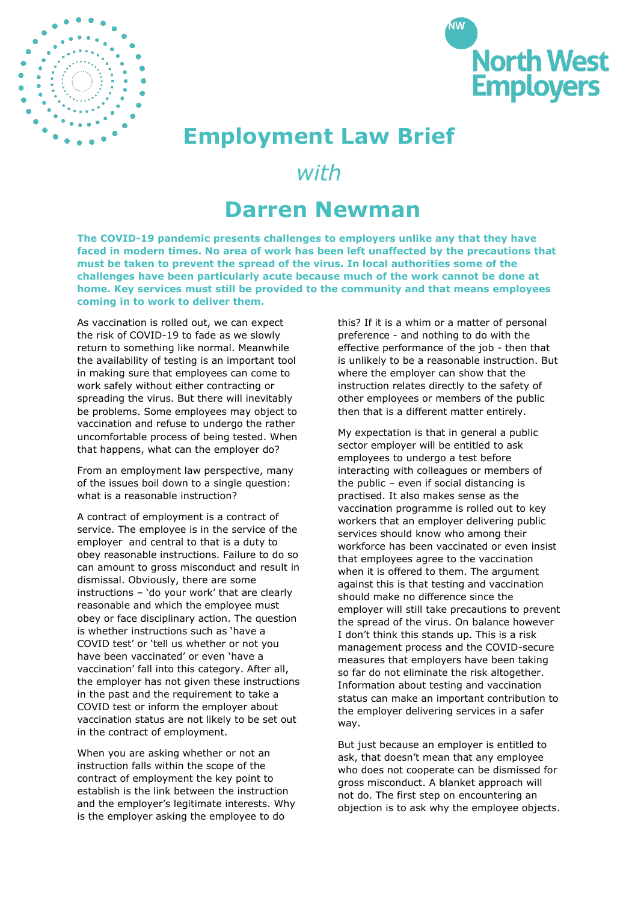North West Employers

# Employment Law Brief

## *with*

# Darren Newman

**The COVID-19 pandemic presents challenges to employers unlike any that they have faced in modern times. No area of work has been left unaffected by the precautions that must be taken to prevent the spread of the virus. In local authorities some of the challenges have been particularly acute because much of the work cannot be done at home. Key services must still be provided to the community and that means employees coming in to work to deliver them.**

As vaccination is rolled out, we can expect the risk of COVID-19 to fade as we slowly return to something like normal. Meanwhile the availability of testing is an important tool in making sure that employees can come to work safely without either contracting or spreading the virus. But there will inevitably be problems. Some employees may object to vaccination and refuse to undergo the rather uncomfortable process of being tested. When that happens, what can the employer do?

From an employment law perspective, many of the issues boil down to a single question: what is a reasonable instruction?

A contract of employment is a contract of service. The employee is in the service of the employer and central to that is a duty to obey reasonable instructions. Failure to do so can amount to gross misconduct and result in dismissal. Obviously, there are some instructions – 'do your work' that are clearly reasonable and which the employee must obey or face disciplinary action. The question is whether instructions such as 'have a COVID test' or 'tell us whether or not you have been vaccinated' or even 'have a vaccination' fall into this category. After all, the employer has not given these instructions in the past and the requirement to take a COVID test or inform the employer about vaccination status are not likely to be set out in the contract of employment.

When you are asking whether or not an instruction falls within the scope of the contract of employment the key point to establish is the link between the instruction and the employer's legitimate interests. Why is the employer asking the employee to do this? If it is a whim or a matter of personal preference - and nothing to do with the effective performance of the job - then that is unlikely to be a reasonable instruction. But where the employer can show that the instruction relates directly to the safety of other employees or members of the public then that is a different matter entirely.

My expectation is that in general a public sector employer will be entitled to ask employees to undergo a test before interacting with colleagues or members of the public – even if social distancing is practised. It also makes sense as the vaccination programme is rolled out to key workers that an employer delivering public services should know who among their workforce has been vaccinated or even insist that employees agree to the vaccination when it is offered to them. The argument against this is that testing and vaccination should make no difference since the employer will still take precautions to prevent the spread of the virus. On balance however I don't think this stands up. This is a risk management process and the COVID-secure measures that employers have been taking so far do not eliminate the risk altogether. Information about testing and vaccination status can make an important contribution to the employer delivering services in a safer way.

But just because an employer is entitled to ask, that doesn't mean that any employee who does not cooperate can be dismissed for gross misconduct. A blanket approach will not do. The first step on encountering an objection is to ask why the employee objects.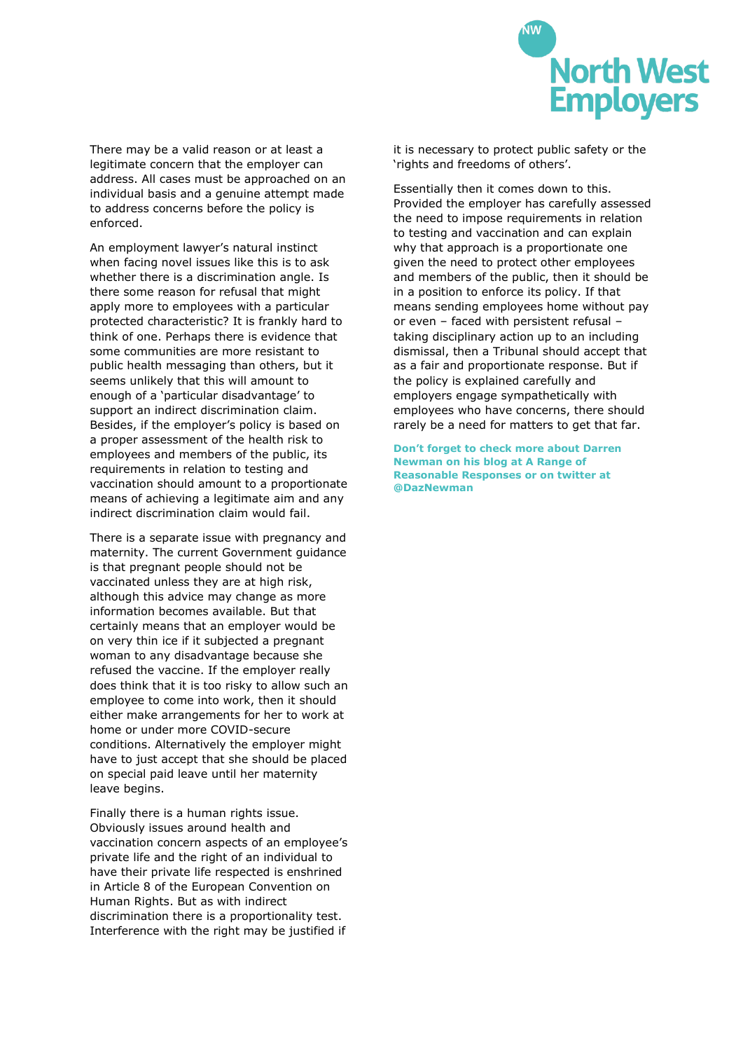There may be a valid reason or at least a legitimate concern that the employer can address. All cases must be approached on an individual basis and a genuine attempt made to address concerns before the policy is enforced.

An employment lawyer's natural instinct when facing novel issues like this is to ask whether there is a discrimination angle. Is there some reason for refusal that might apply more to employees with a particular protected characteristic? It is frankly hard to think of one. Perhaps there is evidence that some communities are more resistant to public health messaging than others, but it seems unlikely that this will amount to enough of a 'particular disadvantage' to support an indirect discrimination claim. Besides, if the employer's policy is based on a proper assessment of the health risk to employees and members of the public, its requirements in relation to testing and vaccination should amount to a proportionate means of achieving a legitimate aim and any indirect discrimination claim would fail.

There is a separate issue with pregnancy and maternity. The current Government guidance is that pregnant people should not be vaccinated unless they are at high risk, although this advice may change as more information becomes available. But that certainly means that an employer would be on very thin ice if it subjected a pregnant woman to any disadvantage because she refused the vaccine. If the employer really does think that it is too risky to allow such an employee to come into work, then it should either make arrangements for her to work at home or under more COVID-secure conditions. Alternatively the employer might have to just accept that she should be placed on special paid leave until her maternity leave begins.

Finally there is a human rights issue. Obviously issues around health and vaccination concern aspects of an employee's private life and the right of an individual to have their private life respected is enshrined in Article 8 of the European Convention on Human Rights. But as with indirect discrimination there is a proportionality test. Interference with the right may be justified if it is necessary to protect public safety or the 'rights and freedoms of others'.

Essentially then it comes down to this. Provided the employer has carefully assessed the need to impose requirements in relation to testing and vaccination and can explain why that approach is a proportionate one given the need to protect other employees and members of the public, then it should be in a position to enforce its policy. If that means sending employees home without pay or even – faced with persistent refusal – taking disciplinary action up to an including dismissal, then a Tribunal should accept that as a fair and proportionate response. But if the policy is explained carefully and employers engage sympathetically with employees who have concerns, there should rarely be a need for matters to get that far.

**Don't forget to check more about Darren Newman on his blog at A Range of Reasonable Responses or on twitter at @DazNewman**